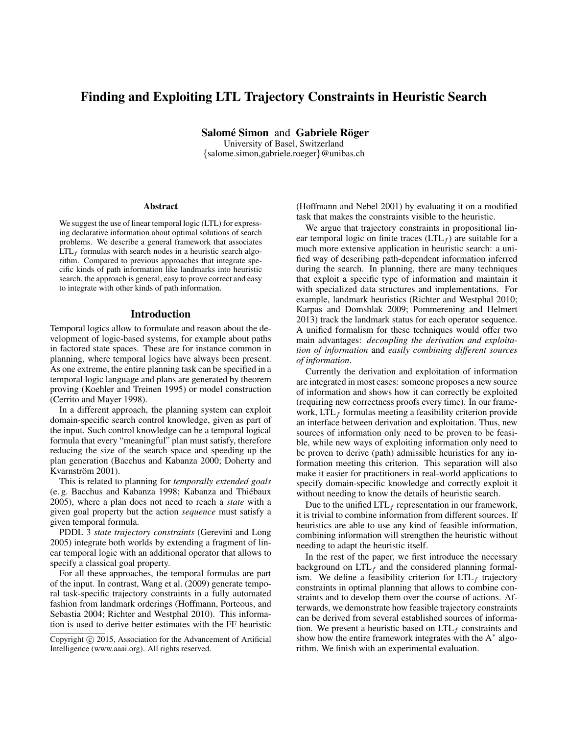# Finding and Exploiting LTL Trajectory Constraints in Heuristic Search

**Salomé Simon** and **Gabriele Röger**
University of Basel, Switzerland
{salome.simon,gabriele.roeger}@unibas.ch

## Abstract

We suggest the use of linear temporal logic (LTL) for expressing declarative information about optimal solutions of search problems. We describe a general framework that associates $\text{LTL}_f$ formulas with search nodes in a heuristic search algorithm. Compared to previous approaches that integrate specific kinds of path information like landmarks into heuristic search, the approach is general, easy to prove correct and easy to integrate with other kinds of path information.

## Introduction

Temporal logics allow to formulate and reason about the development of logic-based systems, for example about paths in factored state spaces. These are for instance common in planning, where temporal logics have always been present. As one extreme, the entire planning task can be specified in a temporal logic language and plans are generated by theorem proving (Koehler and Treinen 1995) or model construction (Cerrito and Mayer 1998).

In a different approach, the planning system can exploit domain-specific search control knowledge, given as part of the input. Such control knowledge can be a temporal logical formula that every "meaningful" plan must satisfy, therefore reducing the size of the search space and speeding up the plan generation (Bacchus and Kabanza 2000; Doherty and Kvarnström 2001).

This is related to planning for *temporally extended goals* (e. g. Bacchus and Kabanza 1998; Kabanza and Thiébaux 2005), where a plan does not need to reach a *state* with a given goal property but the action *sequence* must satisfy a given temporal formula.

PDDL 3 *state trajectory constraints* (Gerevini and Long 2005) integrate both worlds by extending a fragment of linear temporal logic with an additional operator that allows to specify a classical goal property.

For all these approaches, the temporal formulas are part of the input. In contrast, Wang et al. (2009) generate temporal task-specific trajectory constraints in a fully automated fashion from landmark orderings (Hoffmann, Porteous, and Sebastia 2004; Richter and Westphal 2010). This information is used to derive better estimates with the FF heuristic (Hoffmann and Nebel 2001) by evaluating it on a modified task that makes the constraints visible to the heuristic.

We argue that trajectory constraints in propositional linear temporal logic on finite traces ($\text{LTL}_f$) are suitable for a much more extensive application in heuristic search: a unified way of describing path-dependent information inferred during the search. In planning, there are many techniques that exploit a specific type of information and maintain it with specialized data structures and implementations. For example, landmark heuristics (Richter and Westphal 2010; Karpas and Domshlak 2009; Pommerening and Helmert 2013) track the landmark status for each operator sequence. A unified formalism for these techniques would offer two main advantages: *decoupling the derivation and exploitation of information* and *easily combining different sources of information*.

Currently the derivation and exploitation of information are integrated in most cases: someone proposes a new source of information and shows how it can correctly be exploited (requiring new correctness proofs every time). In our framework, $\text{LTL}_f$ formulas meeting a feasibility criterion provide an interface between derivation and exploitation. Thus, new sources of information only need to be proven to be feasible, while new ways of exploiting information only need to be proven to derive (path) admissible heuristics for any information meeting this criterion. This separation will also make it easier for practitioners in real-world applications to specify domain-specific knowledge and correctly exploit it without needing to know the details of heuristic search.

Due to the unified $\text{LTL}_f$ representation in our framework, it is trivial to combine information from different sources. If heuristics are able to use any kind of feasible information, combining information will strengthen the heuristic without needing to adapt the heuristic itself.

In the rest of the paper, we first introduce the necessary background on $\text{LTL}_f$ and the considered planning formalism. We define a feasibility criterion for $\text{LTL}_f$ trajectory constraints in optimal planning that allows to combine constraints and to develop them over the course of actions. Afterwards, we demonstrate how feasible trajectory constraints can be derived from several established sources of information. We present a heuristic based on $\text{LTL}_f$ constraints and show how the entire framework integrates with the $\text{A}^*$ algorithm. We finish with an experimental evaluation.

Copyright © 2015, Association for the Advancement of Artificial Intelligence (www.aaai.org). All rights reserved.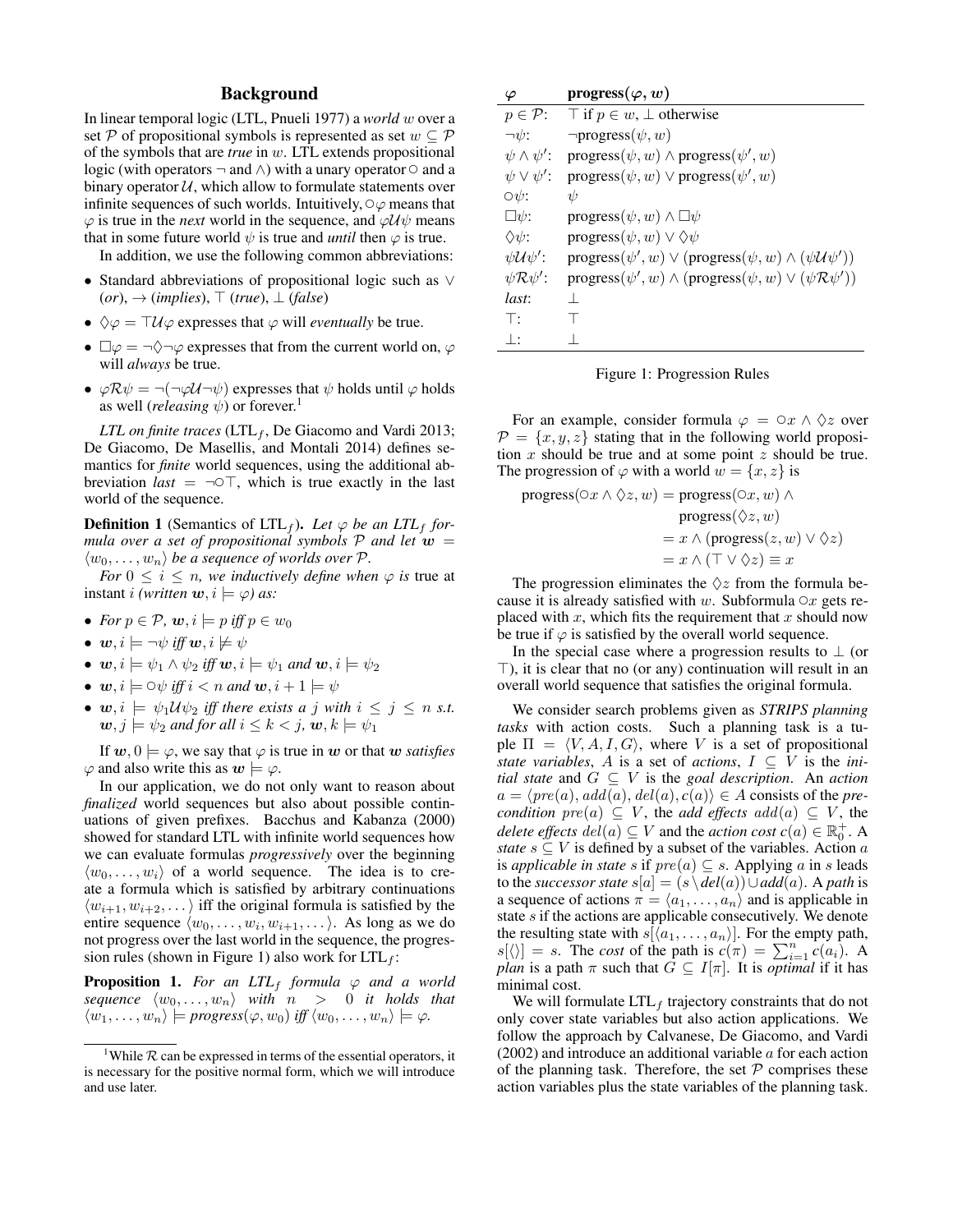## Background

In linear temporal logic (LTL, Pnueli 1977) a *world* $w$ over a set $\mathcal{P}$ of propositional symbols is represented as set $w \subseteq \mathcal{P}$ of the symbols that are *true* in $w$. LTL extends propositional logic (with operators $\neg$ and $\wedge$) with a unary operator $\circ$ and a binary operator $\mathcal{U}$, which allow to formulate statements over infinite sequences of such worlds. Intuitively, $\circ\varphi$ means that $\varphi$ is true in the *next* world in the sequence, and $\varphi\mathcal{U}\psi$ means that in some future world $\psi$ is true and *until* then $\varphi$ is true.

In addition, we use the following common abbreviations:

- Standard abbreviations of propositional logic such as $\vee$ (*or*), $\rightarrow$ (*implies*), $\top$ (*true*), $\bot$ (*false*)
- $\Diamond\varphi = \top\mathcal{U}\varphi$ expresses that $\varphi$ will *eventually* be true.
- $\Box\varphi = \neg\Diamond\neg\varphi$ expresses that from the current world on, $\varphi$ will *always* be true.
- $\varphi\mathcal{R}\psi = \neg(\neg\varphi\mathcal{U}\neg\psi)$ expresses that $\psi$ holds until $\varphi$ holds as well (*releasing* $\psi$) or forever.[1]

*LTL on finite traces* (LTL$_f$, De Giacomo and Vardi 2013; De Giacomo, De Masellis, and Montali 2014) defines semantics for *finite* world sequences, using the additional abbreviation *last* $= \neg\circ\top$, which is true exactly in the last world of the sequence.

**Definition 1** (Semantics of LTL$_f$). *Let $\varphi$ be an LTL$_f$ formula over a set of propositional symbols $\mathcal{P}$ and let $\boldsymbol{w} = \langle w_0, \dots, w_n\rangle$ be a sequence of worlds over $\mathcal{P}$.*

*For $0 \leq i \leq n$, we inductively define when $\varphi$ is* true at instant $i$ *(written $\boldsymbol{w}, i \models \varphi$) as:*

- *For $p \in \mathcal{P}$, $\boldsymbol{w}, i \models p$ iff $p \in w_0$*
- *$\boldsymbol{w}, i \models \neg\psi$ iff $\boldsymbol{w}, i \not\models \psi$*
- *$\boldsymbol{w}, i \models \psi_1 \wedge \psi_2$ iff $\boldsymbol{w}, i \models \psi_1$ and $\boldsymbol{w}, i \models \psi_2$*
- *$\boldsymbol{w}, i \models \circ\psi$ iff $i < n$ and $\boldsymbol{w}, i+1 \models \psi$*
- *$\boldsymbol{w}, i \models \psi_1\mathcal{U}\psi_2$ iff there exists a $j$ with $i \leq j \leq n$ s.t. $\boldsymbol{w}, j \models \psi_2$ and for all $i \leq k < j$, $\boldsymbol{w}, k \models \psi_1$*

If $\boldsymbol{w}, 0 \models \varphi$, we say that $\varphi$ is true in $\boldsymbol{w}$ or that $\boldsymbol{w}$ *satisfies* $\varphi$ and also write this as $\boldsymbol{w} \models \varphi$.

In our application, we do not only want to reason about *finalized* world sequences but also about possible continuations of given prefixes. Bacchus and Kabanza (2000) showed for standard LTL with infinite world sequences how we can evaluate formulas *progressively* over the beginning $\langle w_0, \dots, w_i\rangle$ of a world sequence. The idea is to create a formula which is satisfied by arbitrary continuations $\langle w_{i+1}, w_{i+2}, \dots\rangle$ iff the original formula is satisfied by the entire sequence $\langle w_0, \dots, w_i, w_{i+1}, \dots\rangle$. As long as we do not progress over the last world in the sequence, the progression rules (shown in Figure 1) also work for LTL$_f$:

**Proposition 1.** *For an LTL$_f$ formula $\varphi$ and a world sequence $\langle w_0, \dots, w_n\rangle$ with $n > 0$ it holds that $\langle w_1, \dots, w_n\rangle \models progress(\varphi, w_0)$ iff $\langle w_0, \dots, w_n\rangle \models \varphi$.*

[1] While $\mathcal{R}$ can be expressed in terms of the essential operators, it is necessary for the positive normal form, which we will introduce and use later.

| $\varphi$ | **progress($\varphi$, $w$)** |
|---|---|
| $p \in \mathcal{P}$: | $\top$ if $p \in w$, $\bot$ otherwise |
| $\neg\psi$: | $\neg$progress$(\psi, w)$ |
| $\psi \wedge \psi'$: | progress$(\psi, w) \wedge$ progress$(\psi', w)$ |
| $\psi \vee \psi'$: | progress$(\psi, w) \vee$ progress$(\psi', w)$ |
| $\circ\psi$: | $\psi$ |
| $\Box\psi$: | progress$(\psi, w) \wedge \Box\psi$ |
| $\Diamond\psi$: | progress$(\psi, w) \vee \Diamond\psi$ |
| $\psi\mathcal{U}\psi'$: | progress$(\psi', w) \vee$ (progress$(\psi, w) \wedge (\psi\mathcal{U}\psi')$) |
| $\psi\mathcal{R}\psi'$: | progress$(\psi', w) \wedge$ (progress$(\psi, w) \vee (\psi\mathcal{R}\psi')$) |
| *last*: | $\bot$ |
| $\top$: | $\top$ |
| $\bot$: | $\bot$ |

Figure 1: Progression Rules

For an example, consider formula $\varphi = \circ x \wedge \Diamond z$ over $\mathcal{P} = \{x, y, z\}$ stating that in the following world proposition $x$ should be true and at some point $z$ should be true. The progression of $\varphi$ with a world $w = \{x, z\}$ is

$$
\begin{aligned}
\text{progress}(\circ x \wedge \Diamond z, w) &= \text{progress}(\circ x, w) \wedge \\
&\quad\ \text{progress}(\Diamond z, w) \\
&= x \wedge (\text{progress}(z, w) \vee \Diamond z) \\
&= x \wedge (\top \vee \Diamond z) \equiv x
\end{aligned}
$$

The progression eliminates the $\Diamond z$ from the formula because it is already satisfied with $w$. Subformula $\circ x$ gets replaced with $x$, which fits the requirement that $x$ should now be true if $\varphi$ is satisfied by the overall world sequence.

In the special case where a progression results to $\bot$ (or $\top$), it is clear that no (or any) continuation will result in an overall world sequence that satisfies the original formula.

We consider search problems given as ***STRIPS planning tasks*** with action costs. Such a planning task is a tuple $\Pi = \langle V, A, I, G\rangle$, where $V$ is a set of propositional *state variables*, $A$ is a set of *actions*, $I \subseteq V$ is the *initial state* and $G \subseteq V$ is the *goal description*. An *action* $a = \langle pre(a), add(a), del(a), c(a)\rangle \in A$ consists of the *precondition* $pre(a) \subseteq V$, the *add effects* $add(a) \subseteq V$, the *delete effects* $del(a) \subseteq V$ and the *action cost* $c(a) \in \mathbb{R}^+_0$. A *state* $s \subseteq V$ is defined by a subset of the variables. Action $a$ is *applicable in state* $s$ if $pre(a) \subseteq s$. Applying $a$ in $s$ leads to the *successor state* $s[a] = (s \setminus del(a)) \cup add(a)$. A *path* is a sequence of actions $\pi = \langle a_1, \dots, a_n\rangle$ and is applicable in state $s$ if the actions are applicable consecutively. We denote the resulting state with $s[\langle a_1, \dots, a_n\rangle]$. For the empty path, $s[\langle\rangle] = s$. The *cost* of the path is $c(\pi) = \sum_{i=1}^{n} c(a_i)$. A *plan* is a path $\pi$ such that $G \subseteq I[\pi]$. It is *optimal* if it has minimal cost.

We will formulate LTL$_f$ trajectory constraints that do not only cover state variables but also action applications. We follow the approach by Calvanese, De Giacomo, and Vardi (2002) and introduce an additional variable $a$ for each action of the planning task. Therefore, the set $\mathcal{P}$ comprises these action variables plus the state variables of the planning task.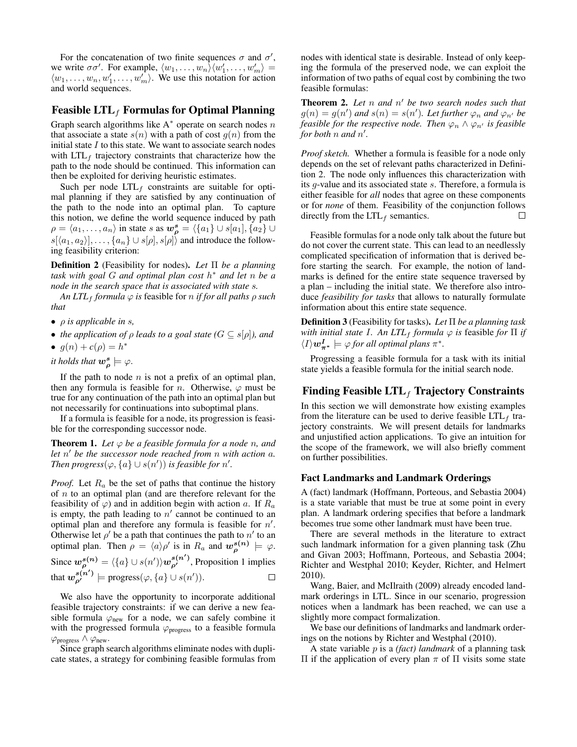For the concatenation of two finite sequences $\sigma$ and $\sigma'$, we write $\sigma\sigma'$. For example, $\langle w_1, \ldots, w_n\rangle\langle w'_1, \ldots, w'_m\rangle = \langle w_1, \ldots, w_n, w'_1, \ldots, w'_m\rangle$. We use this notation for action and world sequences.

## Feasible LTL$_f$ Formulas for Optimal Planning

Graph search algorithms like A$^*$ operate on search nodes $n$ that associate a state $s(n)$ with a path of cost $g(n)$ from the initial state $I$ to this state. We want to associate search nodes with LTL$_f$ trajectory constraints that characterize how the path to the node should be continued. This information can then be exploited for deriving heuristic estimates.

Such per node LTL$_f$ constraints are suitable for optimal planning if they are satisfied by any continuation of the path to the node into an optimal plan. To capture this notion, we define the world sequence induced by path $\rho = \langle a_1, \ldots, a_n\rangle$ in state $s$ as $\boldsymbol{w}^{\boldsymbol{s}}_{\boldsymbol{\rho}} = \langle \{a_1\} \cup s[a_1], \{a_2\} \cup s[\langle a_1, a_2\rangle], \ldots, \{a_n\} \cup s[\rho], s[\rho]\rangle$ and introduce the following feasibility criterion:

**Definition 2** (Feasibility for nodes)**.** *Let $\Pi$ be a planning task with goal $G$ and optimal plan cost $h^*$ and let $n$ be a node in the search space that is associated with state $s$.*

*An LTL$_f$ formula $\varphi$ is* feasible *for $n$ if for all paths $\rho$ such that*

- *$\rho$ is applicable in $s$,*
- *the application of $\rho$ leads to a goal state ($G \subseteq s[\rho]$), and*
- *$g(n) + c(\rho) = h^*$*

*it holds that $\boldsymbol{w}^{\boldsymbol{s}}_{\boldsymbol{\rho}} \models \varphi$.*

If the path to node $n$ is not a prefix of an optimal plan, then any formula is feasible for $n$. Otherwise, $\varphi$ must be true for any continuation of the path into an optimal plan but not necessarily for continuations into suboptimal plans.

If a formula is feasible for a node, its progression is feasible for the corresponding successor node.

**Theorem 1.** *Let $\varphi$ be a feasible formula for a node $n$, and let $n'$ be the successor node reached from $n$ with action $a$. Then $\text{progress}(\varphi, \{a\} \cup s(n'))$ is feasible for $n'$.*

*Proof.* Let $R_a$ be the set of paths that continue the history of $n$ to an optimal plan (and are therefore relevant for the feasibility of $\varphi$) and in addition begin with action $a$. If $R_a$ is empty, the path leading to $n'$ cannot be continued to an optimal plan and therefore any formula is feasible for $n'$. Otherwise let $\rho'$ be a path that continues the path to $n'$ to an optimal plan. Then $\rho = \langle a\rangle\rho'$ is in $R_a$ and $\boldsymbol{w}^{\boldsymbol{s(n)}}_{\boldsymbol{\rho}} \models \varphi$. Since $\boldsymbol{w}^{\boldsymbol{s(n)}}_{\boldsymbol{\rho}} = \langle \{a\} \cup s(n')\rangle \boldsymbol{w}^{\boldsymbol{s(n')}}_{\boldsymbol{\rho'}}$, Proposition 1 implies that $\boldsymbol{w}^{\boldsymbol{s(n')}}_{\boldsymbol{\rho'}} \models \text{progress}(\varphi, \{a\} \cup s(n'))$. □

We also have the opportunity to incorporate additional feasible trajectory constraints: if we can derive a new feasible formula $\varphi_{\text{new}}$ for a node, we can safely combine it with the progressed formula $\varphi_{\text{progress}}$ to a feasible formula $\varphi_{\text{progress}} \wedge \varphi_{\text{new}}$.

Since graph search algorithms eliminate nodes with duplicate states, a strategy for combining feasible formulas from nodes with identical state is desirable. Instead of only keeping the formula of the preserved node, we can exploit the information of two paths of equal cost by combining the two feasible formulas:

**Theorem 2.** *Let $n$ and $n'$ be two search nodes such that $g(n) = g(n')$ and $s(n) = s(n')$. Let further $\varphi_n$ and $\varphi_{n'}$ be feasible for the respective node. Then $\varphi_n \wedge \varphi_{n'}$ is feasible for both $n$ and $n'$.*

*Proof sketch.* Whether a formula is feasible for a node only depends on the set of relevant paths characterized in Definition 2. The node only influences this characterization with its $g$-value and its associated state $s$. Therefore, a formula is either feasible for *all* nodes that agree on these components or for *none* of them. Feasibility of the conjunction follows directly from the LTL$_f$ semantics. □

Feasible formulas for a node only talk about the future but do not cover the current state. This can lead to an needlessly complicated specification of information that is derived before starting the search. For example, the notion of landmarks is defined for the entire state sequence traversed by a plan – including the initial state. We therefore also introduce *feasibility for tasks* that allows to naturally formulate information about this entire state sequence.

**Definition 3** (Feasibility for tasks)**.** *Let $\Pi$ be a planning task with initial state $I$. An LTL$_f$ formula $\varphi$ is* feasible *for $\Pi$ if $\langle I\rangle \boldsymbol{w}^{\boldsymbol{I}}_{\boldsymbol{\pi^*}} \models \varphi$ for all optimal plans $\pi^*$.*

Progressing a feasible formula for a task with its initial state yields a feasible formula for the initial search node.

## Finding Feasible LTL$_f$ Trajectory Constraints

In this section we will demonstrate how existing examples from the literature can be used to derive feasible LTL$_f$ trajectory constraints. We will present details for landmarks and unjustified action applications. To give an intuition for the scope of the framework, we will also briefly comment on further possibilities.

### Fact Landmarks and Landmark Orderings

A (fact) landmark (Hoffmann, Porteous, and Sebastia 2004) is a state variable that must be true at some point in every plan. A landmark ordering specifies that before a landmark becomes true some other landmark must have been true.

There are several methods in the literature to extract such landmark information for a given planning task (Zhu and Givan 2003; Hoffmann, Porteous, and Sebastia 2004; Richter and Westphal 2010; Keyder, Richter, and Helmert 2010).

Wang, Baier, and McIlraith (2009) already encoded landmark orderings in LTL. Since in our scenario, progression notices when a landmark has been reached, we can use a slightly more compact formalization.

We base our definitions of landmarks and landmark orderings on the notions by Richter and Westphal (2010).

A state variable $p$ is a *(fact) landmark* of a planning task $\Pi$ if the application of every plan $\pi$ of $\Pi$ visits some state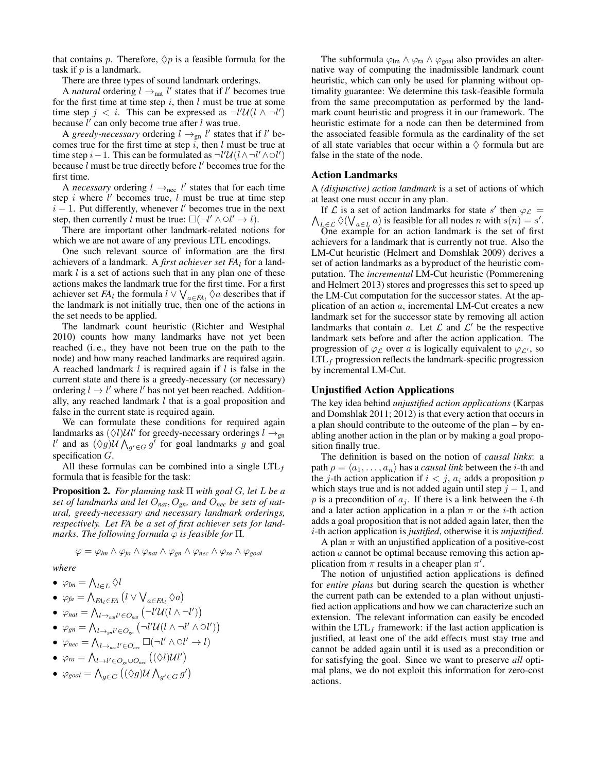that contains $p$. Therefore, $\Diamond p$ is a feasible formula for the task if $p$ is a landmark.

There are three types of sound landmark orderings.

A *natural* ordering $l \rightarrow_{\text{nat}} l'$ states that if $l'$ becomes true for the first time at time step $i$, then $l$ must be true at some time step $j < i$. This can be expressed as $\neg l' \mathcal{U}(l \wedge \neg l')$ because $l'$ can only become true after $l$ was true.

A *greedy-necessary* ordering $l \rightarrow_{\text{gn}} l'$ states that if $l'$ becomes true for the first time at step $i$, then $l$ must be true at time step $i-1$. This can be formulated as $\neg l' \mathcal{U}(l \wedge \neg l' \wedge \circ l')$ because $l$ must be true directly before $l'$ becomes true for the first time.

A *necessary* ordering $l \rightarrow_{\text{nec}} l'$ states that for each time step $i$ where $l'$ becomes true, $l$ must be true at time step $i-1$. Put differently, whenever $l'$ becomes true in the next step, then currently $l$ must be true: $\Box(\neg l' \wedge \circ l' \rightarrow l)$.

There are important other landmark-related notions for which we are not aware of any previous LTL encodings.

One such relevant source of information are the first achievers of a landmark. A *first achiever set* $FA_l$ for a landmark $l$ is a set of actions such that in any plan one of these actions makes the landmark true for the first time. For a first achiever set $FA_l$ the formula $l \vee \bigvee_{a \in FA_l} \Diamond a$ describes that if the landmark is not initially true, then one of the actions in the set needs to be applied.

The landmark count heuristic (Richter and Westphal 2010) counts how many landmarks have not yet been reached (i. e., they have not been true on the path to the node) and how many reached landmarks are required again. A reached landmark $l$ is required again if $l$ is false in the current state and there is a greedy-necessary (or necessary) ordering $l \rightarrow l'$ where $l'$ has not yet been reached. Additionally, any reached landmark $l$ that is a goal proposition and false in the current state is required again.

We can formulate these conditions for required again landmarks as $(\Diamond l)\mathcal{U}l'$ for greedy-necessary orderings $l \rightarrow_{\text{gn}} l'$ and as $(\Diamond g)\mathcal{U} \bigwedge_{g' \in G} g'$ for goal landmarks $g$ and goal specification $G$.

All these formulas can be combined into a single $\text{LTL}_f$ formula that is feasible for the task:

**Proposition 2.** *For planning task $\Pi$ with goal $G$, let $L$ be a set of landmarks and let $O_{nat}, O_{gn}$, and $O_{nec}$ be sets of natural, greedy-necessary and necessary landmark orderings, respectively. Let $FA$ be a set of first achiever sets for landmarks. The following formula $\varphi$ is feasible for $\Pi$.*

$$\varphi = \varphi_{lm} \wedge \varphi_{fa} \wedge \varphi_{nat} \wedge \varphi_{gn} \wedge \varphi_{nec} \wedge \varphi_{ra} \wedge \varphi_{goal}$$

*where*

- $\varphi_{lm} = \bigwedge_{l \in L} \Diamond l$
- $\varphi_{fa} = \bigwedge_{FA_l \in FA} \left(l \vee \bigvee_{a \in FA_l} \Diamond a\right)$
- $\varphi_{nat} = \bigwedge_{l \rightarrow_{nat} l' \in O_{nat}} \left(\neg l' \mathcal{U}(l \wedge \neg l')\right)$
- $\varphi_{gn} = \bigwedge_{l \rightarrow_{gn} l' \in O_{gn}} \left(\neg l' \mathcal{U}(l \wedge \neg l' \wedge \circ l')\right)$
- $\varphi_{nec} = \bigwedge_{l \rightarrow_{nec} l' \in O_{nec}} \Box(\neg l' \wedge \circ l' \rightarrow l)$
- $\varphi_{ra} = \bigwedge_{l \rightarrow l' \in O_{gn} \cup O_{nec}} \left((\Diamond l)\mathcal{U} l'\right)$
- $\varphi_{goal} = \bigwedge_{g \in G} \left((\Diamond g)\mathcal{U} \bigwedge_{g' \in G} g'\right)$

The subformula $\varphi_{\text{lm}} \wedge \varphi_{\text{ra}} \wedge \varphi_{\text{goal}}$ also provides an alternative way of computing the inadmissible landmark count heuristic, which can only be used for planning without optimality guarantee: We determine this task-feasible formula from the same precomputation as performed by the landmark count heuristic and progress it in our framework. The heuristic estimate for a node can then be determined from the associated feasible formula as the cardinality of the set of all state variables that occur within a $\Diamond$ formula but are false in the state of the node.

## Action Landmarks

A *(disjunctive) action landmark* is a set of actions of which at least one must occur in any plan.

If $\mathcal{L}$ is a set of action landmarks for state $s'$ then $\varphi_{\mathcal{L}} = \bigwedge_{L \in \mathcal{L}} \Diamond(\bigvee_{a \in L} a)$ is feasible for all nodes $n$ with $s(n) = s'$.

One example for an action landmark is the set of first achievers for a landmark that is currently not true. Also the LM-Cut heuristic (Helmert and Domshlak 2009) derives a set of action landmarks as a byproduct of the heuristic computation. The *incremental* LM-Cut heuristic (Pommerening and Helmert 2013) stores and progresses this set to speed up the LM-Cut computation for the successor states. At the application of an action $a$, incremental LM-Cut creates a new landmark set for the successor state by removing all action landmarks that contain $a$. Let $\mathcal{L}$ and $\mathcal{L}'$ be the respective landmark sets before and after the action application. The progression of $\varphi_{\mathcal{L}}$ over $a$ is logically equivalent to $\varphi_{\mathcal{L}'}$, so $\text{LTL}_f$ progression reflects the landmark-specific progression by incremental LM-Cut.

## Unjustified Action Applications

The key idea behind *unjustified action applications* (Karpas and Domshlak 2011; 2012) is that every action that occurs in a plan should contribute to the outcome of the plan – by enabling another action in the plan or by making a goal proposition finally true.

The definition is based on the notion of *causal links*: a path $\rho = \langle a_1, \dots, a_n \rangle$ has a *causal link* between the $i$-th and the $j$-th action application if $i < j$, $a_i$ adds a proposition $p$ which stays true and is not added again until step $j-1$, and $p$ is a precondition of $a_j$. If there is a link between the $i$-th and a later action application in a plan $\pi$ or the $i$-th action adds a goal proposition that is not added again later, then the $i$-th action application is *justified*, otherwise it is *unjustified*.

A plan $\pi$ with an unjustified application of a positive-cost action $a$ cannot be optimal because removing this action application from $\pi$ results in a cheaper plan $\pi'$.

The notion of unjustified action applications is defined for *entire plans* but during search the question is whether the current path can be extended to a plan without unjustified action applications and how we can characterize such an extension. The relevant information can easily be encoded within the $\text{LTL}_f$ framework: if the last action application is justified, at least one of the add effects must stay true and cannot be added again until it is used as a precondition or for satisfying the goal. Since we want to preserve *all* optimal plans, we do not exploit this information for zero-cost actions.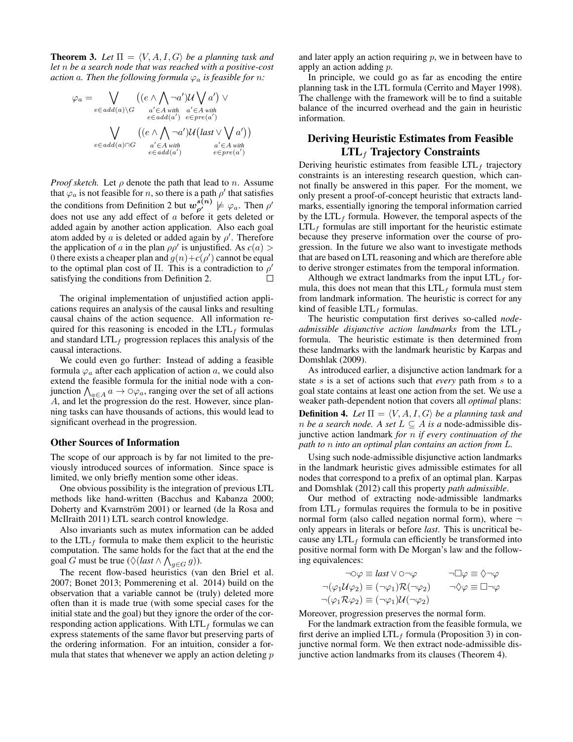**Theorem 3.** *Let $\Pi = \langle V, A, I, G\rangle$ be a planning task and let $n$ be a search node that was reached with a positive-cost action $a$. Then the following formula $\varphi_a$ is feasible for $n$:*

$$\varphi_a = \bigvee_{e \in add(a)\setminus G} \big((e \wedge \bigwedge_{\substack{a' \in A \text{ with} \\ e \in add(a')}} \neg a')\mathcal{U} \bigvee_{\substack{a' \in A \text{ with} \\ e \in pre(a')}} a'\big) \vee$$

$$\bigvee_{e \in add(a)\cap G} \big((e \wedge \bigwedge_{\substack{a' \in A \text{ with} \\ e \in add(a')}} \neg a')\mathcal{U}\big(last \vee \bigvee_{\substack{a' \in A \text{ with} \\ e \in pre(a')}} a'\big)\big)$$

*Proof sketch.* Let $\rho$ denote the path that lead to $n$. Assume that $\varphi_a$ is not feasible for $n$, so there is a path $\rho'$ that satisfies the conditions from Definition 2 but $\boldsymbol{w}_{\boldsymbol{\rho'}}^{\boldsymbol{s(n)}} \not\models \varphi_a$. Then $\rho'$ does not use any add effect of $a$ before it gets deleted or added again by another action application. Also each goal atom added by $a$ is deleted or added again by $\rho'$. Therefore the application of $a$ in the plan $\rho\rho'$ is unjustified. As $c(a) > 0$ there exists a cheaper plan and $g(n)+c(\rho')$ cannot be equal to the optimal plan cost of $\Pi$. This is a contradiction to $\rho'$ satisfying the conditions from Definition 2. $\square$

The original implementation of unjustified action applications requires an analysis of the causal links and resulting causal chains of the action sequence. All information required for this reasoning is encoded in the LTL$_f$ formulas and standard LTL$_f$ progression replaces this analysis of the causal interactions.

We could even go further: Instead of adding a feasible formula $\varphi_a$ after each application of action $a$, we could also extend the feasible formula for the initial node with a conjunction $\bigwedge_{a \in A} a \rightarrow \circ\varphi_a$, ranging over the set of all actions $A$, and let the progression do the rest. However, since planning tasks can have thousands of actions, this would lead to significant overhead in the progression.

### Other Sources of Information

The scope of our approach is by far not limited to the previously introduced sources of information. Since space is limited, we only briefly mention some other ideas.

One obvious possibility is the integration of previous LTL methods like hand-written (Bacchus and Kabanza 2000; Doherty and Kvarnström 2001) or learned (de la Rosa and McIlraith 2011) LTL search control knowledge.

Also invariants such as mutex information can be added to the LTL$_f$ formula to make them explicit to the heuristic computation. The same holds for the fact that at the end the goal $G$ must be true ($\Diamond(last \wedge \bigwedge_{g \in G} g)$).

The recent flow-based heuristics (van den Briel et al. 2007; Bonet 2013; Pommerening et al. 2014) build on the observation that a variable cannot be (truly) deleted more often than it is made true (with some special cases for the initial state and the goal) but they ignore the order of the corresponding action applications. With LTL$_f$ formulas we can express statements of the same flavor but preserving parts of the ordering information. For an intuition, consider a formula that states that whenever we apply an action deleting $p$ and later apply an action requiring $p$, we in between have to apply an action adding $p$.

In principle, we could go as far as encoding the entire planning task in the LTL formula (Cerrito and Mayer 1998). The challenge with the framework will be to find a suitable balance of the incurred overhead and the gain in heuristic information.

## Deriving Heuristic Estimates from Feasible LTL$_f$ Trajectory Constraints

Deriving heuristic estimates from feasible LTL$_f$ trajectory constraints is an interesting research question, which cannot finally be answered in this paper. For the moment, we only present a proof-of-concept heuristic that extracts landmarks, essentially ignoring the temporal information carried by the LTL$_f$ formula. However, the temporal aspects of the LTL$_f$ formulas are still important for the heuristic estimate because they preserve information over the course of progression. In the future we also want to investigate methods that are based on LTL reasoning and which are therefore able to derive stronger estimates from the temporal information.

Although we extract landmarks from the input LTL$_f$ formula, this does not mean that this LTL$_f$ formula must stem from landmark information. The heuristic is correct for any kind of feasible LTL$_f$ formulas.

The heuristic computation first derives so-called *node-admissible disjunctive action landmarks* from the LTL$_f$ formula. The heuristic estimate is then determined from these landmarks with the landmark heuristic by Karpas and Domshlak (2009).

As introduced earlier, a disjunctive action landmark for a state $s$ is a set of actions such that *every* path from $s$ to a goal state contains at least one action from the set. We use a weaker path-dependent notion that covers all *optimal* plans:

**Definition 4.** *Let $\Pi = \langle V, A, I, G\rangle$ be a planning task and $n$ be a search node. A set $L \subseteq A$ is a* node-admissible disjunctive action landmark *for $n$ if every continuation of the path to $n$ into an optimal plan contains an action from $L$.*

Using such node-admissible disjunctive action landmarks in the landmark heuristic gives admissible estimates for all nodes that correspond to a prefix of an optimal plan. Karpas and Domshlak (2012) call this property *path admissible*.

Our method of extracting node-admissible landmarks from LTL$_f$ formulas requires the formula to be in positive normal form (also called negation normal form), where $\neg$ only appears in literals or before *last*. This is uncritical because any LTL$_f$ formula can efficiently be transformed into positive normal form with De Morgan's law and the following equivalences:

$$\neg\circ\varphi \equiv last \vee \circ\neg\varphi \qquad \neg\Box\varphi \equiv \Diamond\neg\varphi$$
$$\neg(\varphi_1\mathcal{U}\varphi_2) \equiv (\neg\varphi_1)\mathcal{R}(\neg\varphi_2) \qquad \neg\Diamond\varphi \equiv \Box\neg\varphi$$
$$\neg(\varphi_1\mathcal{R}\varphi_2) \equiv (\neg\varphi_1)\mathcal{U}(\neg\varphi_2)$$

Moreover, progression preserves the normal form.

For the landmark extraction from the feasible formula, we first derive an implied LTL$_f$ formula (Proposition 3) in conjunctive normal form. We then extract node-admissible disjunctive action landmarks from its clauses (Theorem 4).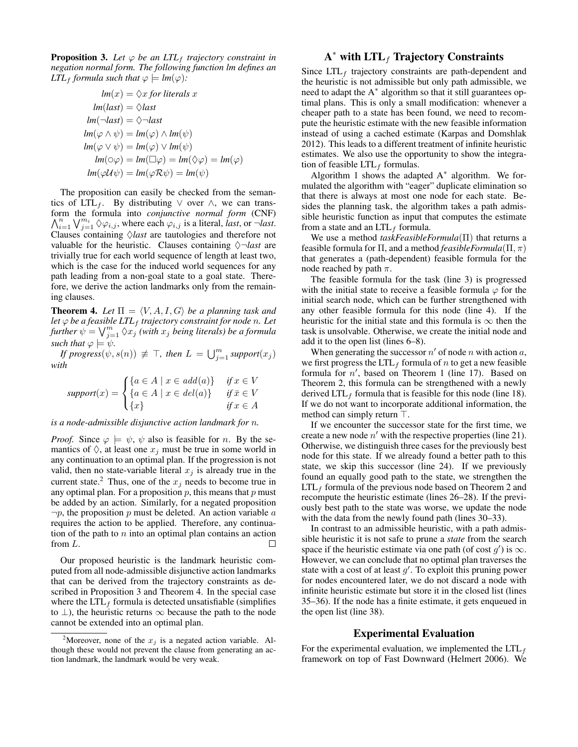**Proposition 3.** *Let $\varphi$ be an LTL$_f$ trajectory constraint in negation normal form. The following function lm defines an LTL$_f$ formula such that $\varphi \models lm(\varphi)$:*

$$
\begin{aligned}
lm(x) &= \Diamond x \text{ for literals } x \\
lm(last) &= \Diamond last \\
lm(\neg last) &= \Diamond \neg last \\
lm(\varphi \wedge \psi) &= lm(\varphi) \wedge lm(\psi) \\
lm(\varphi \vee \psi) &= lm(\varphi) \vee lm(\psi) \\
lm(\circ\varphi) &= lm(\Box\varphi) = lm(\Diamond\varphi) = lm(\varphi) \\
lm(\varphi \mathcal{U} \psi) &= lm(\varphi \mathcal{R} \psi) = lm(\psi)
\end{aligned}
$$

The proposition can easily be checked from the semantics of LTL$_f$. By distributing $\vee$ over $\wedge$, we can transform the formula into *conjunctive normal form* (CNF) $\bigwedge_{i=1}^{n} \bigvee_{j=1}^{m_i} \Diamond\varphi_{i,j}$, where each $\varphi_{i,j}$ is a literal, *last*, or $\neg$*last*. Clauses containing $\Diamond$*last* are tautologies and therefore not valuable for the heuristic. Clauses containing $\Diamond\neg$*last* are trivially true for each world sequence of length at least two, which is the case for the induced world sequences for any path leading from a non-goal state to a goal state. Therefore, we derive the action landmarks only from the remaining clauses.

**Theorem 4.** *Let $\Pi = \langle V, A, I, G\rangle$ be a planning task and let $\varphi$ be a feasible LTL$_f$ trajectory constraint for node $n$. Let further $\psi = \bigvee_{j=1}^{m} \Diamond x_j$ (with $x_j$ being literals) be a formula such that $\varphi \models \psi$.*

*If $progress(\psi, s(n)) \not\equiv \top$, then $L = \bigcup_{j=1}^{m} support(x_j)$ with*

$$
support(x) = \begin{cases} \{a \in A \mid x \in add(a)\} & \text{if } x \in V \\ \{a \in A \mid x \in del(a)\} & \text{if } \bar{x} \in V \\ \{x\} & \text{if } x \in A \end{cases}
$$

*is a node-admissible disjunctive action landmark for $n$.*

*Proof.* Since $\varphi \models \psi$, $\psi$ also is feasible for $n$. By the semantics of $\Diamond$, at least one $x_j$ must be true in some world in any continuation to an optimal plan. If the progression is not valid, then no state-variable literal $x_j$ is already true in the current state.[2] Thus, one of the $x_j$ needs to become true in any optimal plan. For a proposition $p$, this means that $p$ must be added by an action. Similarly, for a negated proposition $\neg p$, the proposition $p$ must be deleted. An action variable $a$ requires the action to be applied. Therefore, any continuation of the path to $n$ into an optimal plan contains an action from $L$. $\square$

Our proposed heuristic is the landmark heuristic computed from all node-admissible disjunctive action landmarks that can be derived from the trajectory constraints as described in Proposition 3 and Theorem 4. In the special case where the LTL$_f$ formula is detected unsatisfiable (simplifies to $\bot$), the heuristic returns $\infty$ because the path to the node cannot be extended into an optimal plan.

[2] Moreover, none of the $x_j$ is a negated action variable. Although these would not prevent the clause from generating an action landmark, the landmark would be very weak.

## A$^*$ with LTL$_f$ Trajectory Constraints

Since LTL$_f$ trajectory constraints are path-dependent and the heuristic is not admissible but only path admissible, we need to adapt the A$^*$ algorithm so that it still guarantees optimal plans. This is only a small modification: whenever a cheaper path to a state has been found, we need to recompute the heuristic estimate with the new feasible information instead of using a cached estimate (Karpas and Domshlak 2012). This leads to a different treatment of infinite heuristic estimates. We also use the opportunity to show the integration of feasible LTL$_f$ formulas.

Algorithm 1 shows the adapted A$^*$ algorithm. We formulated the algorithm with "eager" duplicate elimination so that there is always at most one node for each state. Besides the planning task, the algorithm takes a path admissible heuristic function as input that computes the estimate from a state and an LTL$_f$ formula.

We use a method *taskFeasibleFormula*($\Pi$) that returns a feasible formula for $\Pi$, and a method *feasibleFormula*($\Pi, \pi$) that generates a (path-dependent) feasible formula for the node reached by path $\pi$.

The feasible formula for the task (line 3) is progressed with the initial state to receive a feasible formula $\varphi$ for the initial search node, which can be further strengthened with any other feasible formula for this node (line 4). If the heuristic for the initial state and this formula is $\infty$ then the task is unsolvable. Otherwise, we create the initial node and add it to the open list (lines 6–8).

When generating the successor $n'$ of node $n$ with action $a$, we first progress the LTL$_f$ formula of $n$ to get a new feasible formula for $n'$, based on Theorem 1 (line 17). Based on Theorem 2, this formula can be strengthened with a newly derived LTL$_f$ formula that is feasible for this node (line 18). If we do not want to incorporate additional information, the method can simply return $\top$.

If we encounter the successor state for the first time, we create a new node $n'$ with the respective properties (line 21). Otherwise, we distinguish three cases for the previously best node for this state. If we already found a better path to this state, we skip this successor (line 24). If we previously found an equally good path to the state, we strengthen the LTL$_f$ formula of the previous node based on Theorem 2 and recompute the heuristic estimate (lines 26–28). If the previously best path to the state was worse, we update the node with the data from the newly found path (lines 30–33).

In contrast to an admissible heuristic, with a path admissible heuristic it is not safe to prune a *state* from the search space if the heuristic estimate via one path (of cost $g'$) is $\infty$. However, we can conclude that no optimal plan traverses the state with a cost of at least $g'$. To exploit this pruning power for nodes encountered later, we do not discard a node with infinite heuristic estimate but store it in the closed list (lines 35–36). If the node has a finite estimate, it gets enqueued in the open list (line 38).

## Experimental Evaluation

For the experimental evaluation, we implemented the LTL$_f$ framework on top of Fast Downward (Helmert 2006). We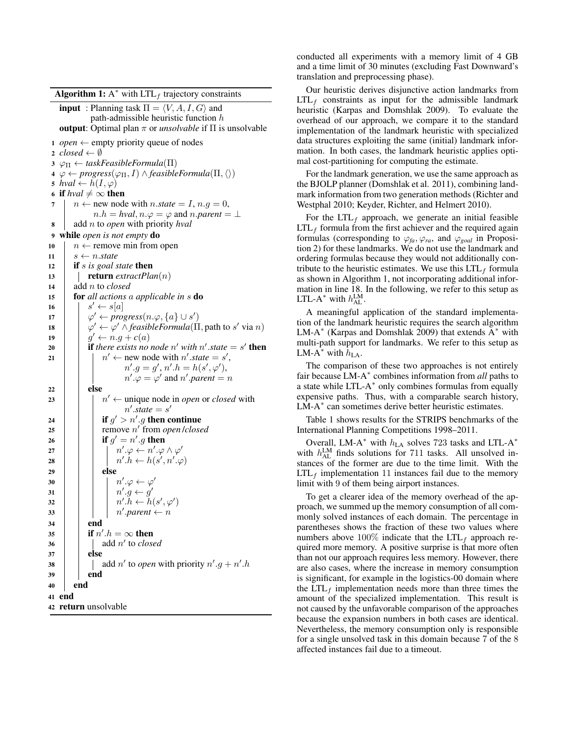**Algorithm 1:** $A^*$ with $\text{LTL}_f$ trajectory constraints

```
input : Planning task Π = ⟨V, A, I, G⟩ and
        path-admissible heuristic function h
output: Optimal plan π or unsolvable if Π is unsolvable
1  open ← empty priority queue of nodes
2  closed ← ∅
3  φ_Π ← taskFeasibleFormula(Π)
4  φ ← progress(φ_Π, I) ∧ feasibleFormula(Π, ⟨⟩)
5  hval ← h(I, φ)
6  if hval ≠ ∞ then
7      n ← new node with n.state = I, n.g = 0,
             n.h = hval, n.φ = φ and n.parent = ⊥
8      add n to open with priority hval
9  while open is not empty do
10     n ← remove min from open
11     s ← n.state
12     if s is goal state then
13         return extractPlan(n)
14     add n to closed
15     for all actions a applicable in s do
16         s' ← s[a]
17         φ' ← progress(n.φ, {a} ∪ s')
18         φ' ← φ' ∧ feasibleFormula(Π, path to s' via n)
19         g' ← n.g + c(a)
20         if there exists no node n' with n'.state = s' then
21             n' ← new node with n'.state = s',
                   n'.g = g', n'.h = h(s', φ'),
                   n'.φ = φ' and n'.parent = n
22         else
23             n' ← unique node in open or closed with
                   n'.state = s'
24             if g' > n'.g then continue
25             remove n' from open/closed
26             if g' = n'.g then
27                 n'.φ ← n'.φ ∧ φ'
28                 n'.h ← h(s', n'.φ)
29             else
30                 n'.φ ← φ'
31                 n'.g ← g'
32                 n'.h ← h(s', φ')
33                 n'.parent ← n
34         end
35         if n'.h = ∞ then
36             add n' to closed
37         else
38             add n' to open with priority n'.g + n'.h
39         end
40     end
41 end
42 return unsolvable
```

conducted all experiments with a memory limit of 4 GB and a time limit of 30 minutes (excluding Fast Downward's translation and preprocessing phase).

Our heuristic derives disjunctive action landmarks from $\text{LTL}_f$ constraints as input for the admissible landmark heuristic (Karpas and Domshlak 2009). To evaluate the overhead of our approach, we compare it to the standard implementation of the landmark heuristic with specialized data structures exploiting the same (initial) landmark information. In both cases, the landmark heuristic applies optimal cost-partitioning for computing the estimate.

For the landmark generation, we use the same approach as the BJOLP planner (Domshlak et al. 2011), combining landmark information from two generation methods (Richter and Westphal 2010; Keyder, Richter, and Helmert 2010).

For the $\text{LTL}_f$ approach, we generate an initial feasible $\text{LTL}_f$ formula from the first achiever and the required again formulas (corresponding to $\varphi_{fa}, \varphi_{ra}$, and $\varphi_{goal}$ in Proposition 2) for these landmarks. We do not use the landmark and ordering formulas because they would not additionally contribute to the heuristic estimates. We use this $\text{LTL}_f$ formula as shown in Algorithm 1, not incorporating additional information in line 18. In the following, we refer to this setup as LTL-$A^*$ with $h_{\text{AL}}^{\text{LM}}$.

A meaningful application of the standard implementation of the landmark heuristic requires the search algorithm LM-$A^*$ (Karpas and Domshlak 2009) that extends $A^*$ with multi-path support for landmarks. We refer to this setup as LM-$A^*$ with $h_{\text{LA}}$.

The comparison of these two approaches is not entirely fair because LM-$A^*$ combines information from *all* paths to a state while LTL-$A^*$ only combines formulas from equally expensive paths. Thus, with a comparable search history, LM-$A^*$ can sometimes derive better heuristic estimates.

Table 1 shows results for the STRIPS benchmarks of the International Planning Competitions 1998–2011.

Overall, LM-$A^*$ with $h_{\text{LA}}$ solves 723 tasks and LTL-$A^*$ with $h_{\text{AL}}^{\text{LM}}$ finds solutions for 711 tasks. All unsolved instances of the former are due to the time limit. With the $\text{LTL}_f$ implementation 11 instances fail due to the memory limit with 9 of them being airport instances.

To get a clearer idea of the memory overhead of the approach, we summed up the memory consumption of all commonly solved instances of each domain. The percentage in parentheses shows the fraction of these two values where numbers above 100% indicate that the $\text{LTL}_f$ approach required more memory. A positive surprise is that more often than not our approach requires less memory. However, there are also cases, where the increase in memory consumption is significant, for example in the logistics-00 domain where the $\text{LTL}_f$ implementation needs more than three times the amount of the specialized implementation. This result is not caused by the unfavorable comparison of the approaches because the expansion numbers in both cases are identical. Nevertheless, the memory consumption only is responsible for a single unsolved task in this domain because 7 of the 8 affected instances fail due to a timeout.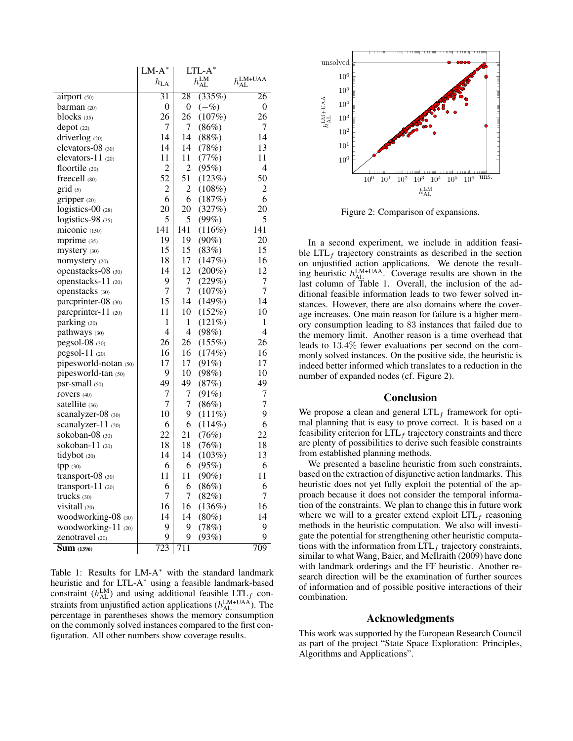| | LM-A* | LTL-A* | | |
|---|---|---|---|---|
| | $h_{\text{LA}}$ | $h^{\text{LM}}_{\text{AL}}$ | | $h^{\text{LM+UAA}}_{\text{AL}}$ |
| airport (50) | 31 | 28 | (335%) | 26 |
| barman (20) | 0 | 0 | (−%) | 0 |
| blocks (35) | 26 | 26 | (107%) | 26 |
| depot (22) | 7 | 7 | (86%) | 7 |
| driverlog (20) | 14 | 14 | (88%) | 14 |
| elevators-08 (30) | 14 | 14 | (78%) | 13 |
| elevators-11 (20) | 11 | 11 | (77%) | 11 |
| floortile (20) | 2 | 2 | (95%) | 4 |
| freecell (80) | 52 | 51 | (123%) | 50 |
| grid (5) | 2 | 2 | (108%) | 2 |
| gripper (20) | 6 | 6 | (187%) | 6 |
| logistics-00 (28) | 20 | 20 | (327%) | 20 |
| logistics-98 (35) | 5 | 5 | (99%) | 5 |
| miconic (150) | 141 | 141 | (116%) | 141 |
| mprime (35) | 19 | 19 | (90%) | 20 |
| mystery (30) | 15 | 15 | (83%) | 15 |
| nomystery (20) | 18 | 17 | (147%) | 16 |
| openstacks-08 (30) | 14 | 12 | (200%) | 12 |
| openstacks-11 (20) | 9 | 7 | (229%) | 7 |
| openstacks (30) | 7 | 7 | (107%) | 7 |
| parcprinter-08 (30) | 15 | 14 | (149%) | 14 |
| parcprinter-11 (20) | 11 | 10 | (152%) | 10 |
| parking (20) | 1 | 1 | (121%) | 1 |
| pathways (30) | 4 | 4 | (98%) | 4 |
| pegsol-08 (30) | 26 | 26 | (155%) | 26 |
| pegsol-11 (20) | 16 | 16 | (174%) | 16 |
| pipesworld-notan (50) | 17 | 17 | (91%) | 17 |
| pipesworld-tan (50) | 9 | 10 | (98%) | 10 |
| psr-small (50) | 49 | 49 | (87%) | 49 |
| rovers (40) | 7 | 7 | (91%) | 7 |
| satellite (36) | 7 | 7 | (86%) | 7 |
| scanalyzer-08 (30) | 10 | 9 | (111%) | 9 |
| scanalyzer-11 (20) | 6 | 6 | (114%) | 6 |
| sokoban-08 (30) | 22 | 21 | (76%) | 22 |
| sokoban-11 (20) | 18 | 18 | (76%) | 18 |
| tidybot (20) | 14 | 14 | (103%) | 13 |
| tpp (30) | 6 | 6 | (95%) | 6 |
| transport-08 (30) | 11 | 11 | (90%) | 11 |
| transport-11 (20) | 6 | 6 | (86%) | 6 |
| trucks (30) | 7 | 7 | (82%) | 7 |
| visitall (20) | 16 | 16 | (136%) | 16 |
| woodworking-08 (30) | 14 | 14 | (80%) | 14 |
| woodworking-11 (20) | 9 | 9 | (78%) | 9 |
| zenotravel (20) | 9 | 9 | (93%) | 9 |
| **Sum** (1396) | 723 | 711 | | 709 |

Table 1: Results for LM-A* with the standard landmark heuristic and for LTL-A* using a feasible landmark-based constraint ($h^{\text{LM}}_{\text{AL}}$) and using additional feasible $\text{LTL}_f$ constraints from unjustified action applications ($h^{\text{LM+UAA}}_{\text{AL}}$). The percentage in parentheses shows the memory consumption on the commonly solved instances compared to the first configuration. All other numbers show coverage results.

Figure 2: Comparison of expansions.

In a second experiment, we include in addition feasible $\text{LTL}_f$ trajectory constraints as described in the section on unjustified action applications. We denote the resulting heuristic $h^{\text{LM+UAA}}_{\text{AL}}$. Coverage results are shown in the last column of Table 1. Overall, the inclusion of the additional feasible information leads to two fewer solved instances. However, there are also domains where the coverage increases. One main reason for failure is a higher memory consumption leading to 83 instances that failed due to the memory limit. Another reason is a time overhead that leads to 13.4% fewer evaluations per second on the commonly solved instances. On the positive side, the heuristic is indeed better informed which translates to a reduction in the number of expanded nodes (cf. Figure 2).

## Conclusion

We propose a clean and general $\text{LTL}_f$ framework for optimal planning that is easy to prove correct. It is based on a feasibility criterion for $\text{LTL}_f$ trajectory constraints and there are plenty of possibilities to derive such feasible constraints from established planning methods.

We presented a baseline heuristic from such constraints, based on the extraction of disjunctive action landmarks. This heuristic does not yet fully exploit the potential of the approach because it does not consider the temporal information of the constraints. We plan to change this in future work where we will to a greater extend exploit $\text{LTL}_f$ reasoning methods in the heuristic computation. We also will investigate the potential for strengthening other heuristic computations with the information from $\text{LTL}_f$ trajectory constraints, similar to what Wang, Baier, and McIlraith (2009) have done with landmark orderings and the FF heuristic. Another research direction will be the examination of further sources of information and of possible positive interactions of their combination.

## Acknowledgments

This work was supported by the European Research Council as part of the project "State Space Exploration: Principles, Algorithms and Applications".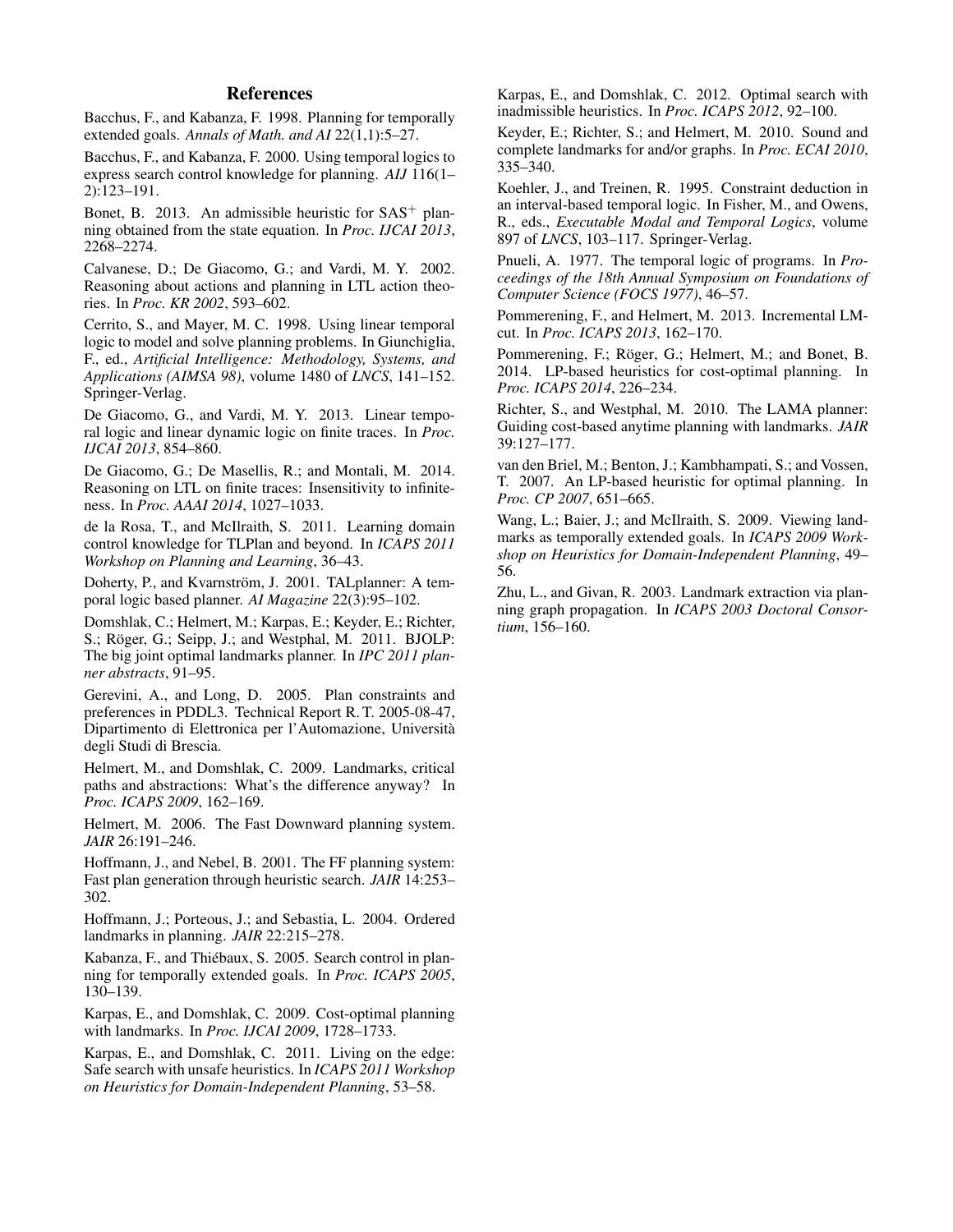## References

Bacchus, F., and Kabanza, F. 1998. Planning for temporally extended goals. *Annals of Math. and AI* 22(1,1):5–27.

Bacchus, F., and Kabanza, F. 2000. Using temporal logics to express search control knowledge for planning. *AIJ* 116(1–2):123–191.

Bonet, B. 2013. An admissible heuristic for $SAS^+$ planning obtained from the state equation. In *Proc. IJCAI 2013*, 2268–2274.

Calvanese, D.; De Giacomo, G.; and Vardi, M. Y. 2002. Reasoning about actions and planning in LTL action theories. In *Proc. KR 2002*, 593–602.

Cerrito, S., and Mayer, M. C. 1998. Using linear temporal logic to model and solve planning problems. In Giunchiglia, F., ed., *Artificial Intelligence: Methodology, Systems, and Applications (AIMSA 98)*, volume 1480 of *LNCS*, 141–152. Springer-Verlag.

De Giacomo, G., and Vardi, M. Y. 2013. Linear temporal logic and linear dynamic logic on finite traces. In *Proc. IJCAI 2013*, 854–860.

De Giacomo, G.; De Masellis, R.; and Montali, M. 2014. Reasoning on LTL on finite traces: Insensitivity to infiniteness. In *Proc. AAAI 2014*, 1027–1033.

de la Rosa, T., and McIlraith, S. 2011. Learning domain control knowledge for TLPlan and beyond. In *ICAPS 2011 Workshop on Planning and Learning*, 36–43.

Doherty, P., and Kvarnström, J. 2001. TALplanner: A temporal logic based planner. *AI Magazine* 22(3):95–102.

Domshlak, C.; Helmert, M.; Karpas, E.; Keyder, E.; Richter, S.; Röger, G.; Seipp, J.; and Westphal, M. 2011. BJOLP: The big joint optimal landmarks planner. In *IPC 2011 planner abstracts*, 91–95.

Gerevini, A., and Long, D. 2005. Plan constraints and preferences in PDDL3. Technical Report R. T. 2005-08-47, Dipartimento di Elettronica per l'Automazione, Università degli Studi di Brescia.

Helmert, M., and Domshlak, C. 2009. Landmarks, critical paths and abstractions: What's the difference anyway? In *Proc. ICAPS 2009*, 162–169.

Helmert, M. 2006. The Fast Downward planning system. *JAIR* 26:191–246.

Hoffmann, J., and Nebel, B. 2001. The FF planning system: Fast plan generation through heuristic search. *JAIR* 14:253–302.

Hoffmann, J.; Porteous, J.; and Sebastia, L. 2004. Ordered landmarks in planning. *JAIR* 22:215–278.

Kabanza, F., and Thiébaux, S. 2005. Search control in planning for temporally extended goals. In *Proc. ICAPS 2005*, 130–139.

Karpas, E., and Domshlak, C. 2009. Cost-optimal planning with landmarks. In *Proc. IJCAI 2009*, 1728–1733.

Karpas, E., and Domshlak, C. 2011. Living on the edge: Safe search with unsafe heuristics. In *ICAPS 2011 Workshop on Heuristics for Domain-Independent Planning*, 53–58.

Karpas, E., and Domshlak, C. 2012. Optimal search with inadmissible heuristics. In *Proc. ICAPS 2012*, 92–100.

Keyder, E.; Richter, S.; and Helmert, M. 2010. Sound and complete landmarks for and/or graphs. In *Proc. ECAI 2010*, 335–340.

Koehler, J., and Treinen, R. 1995. Constraint deduction in an interval-based temporal logic. In Fisher, M., and Owens, R., eds., *Executable Modal and Temporal Logics*, volume 897 of *LNCS*, 103–117. Springer-Verlag.

Pnueli, A. 1977. The temporal logic of programs. In *Proceedings of the 18th Annual Symposium on Foundations of Computer Science (FOCS 1977)*, 46–57.

Pommerening, F., and Helmert, M. 2013. Incremental LM-cut. In *Proc. ICAPS 2013*, 162–170.

Pommerening, F.; Röger, G.; Helmert, M.; and Bonet, B. 2014. LP-based heuristics for cost-optimal planning. In *Proc. ICAPS 2014*, 226–234.

Richter, S., and Westphal, M. 2010. The LAMA planner: Guiding cost-based anytime planning with landmarks. *JAIR* 39:127–177.

van den Briel, M.; Benton, J.; Kambhampati, S.; and Vossen, T. 2007. An LP-based heuristic for optimal planning. In *Proc. CP 2007*, 651–665.

Wang, L.; Baier, J.; and McIlraith, S. 2009. Viewing landmarks as temporally extended goals. In *ICAPS 2009 Workshop on Heuristics for Domain-Independent Planning*, 49–56.

Zhu, L., and Givan, R. 2003. Landmark extraction via planning graph propagation. In *ICAPS 2003 Doctoral Consortium*, 156–160.